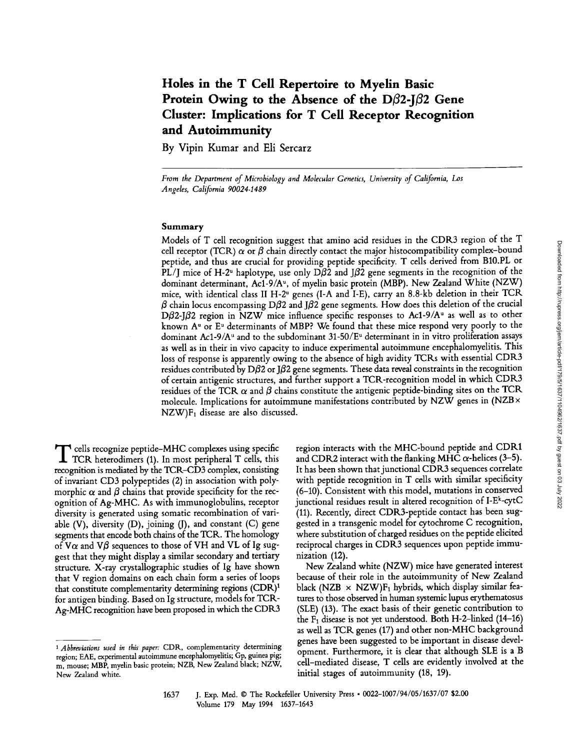# Holes in the T Cell Repertoire to Myelin Basic Protein Owing to the Absence of the Dβ2-Jβ2 Gene Cluster: Implications for T Cell Receptor Recognition and Autoimmunity

By Vipin Kumar and Eli Sercarz

*From the Department of Microbiology and Molecular Genetics, University of California, Los Angeles, California 90024-1489*

## Summary

Models of T cell recognition suggest that amino acid residues in the CDR3 region of the T cell receptor (TCR) α or β chain directly contact the major histocompatibility complex–bound peptide, and thus are crucial for providing peptide specificity. T cells derived from B10.PL or PL/J mice of H-2$^u$ haplotype, use only Dβ2 and Jβ2 gene segments in the recognition of the dominant determinant, Ac1-9/A$^u$, of myelin basic protein (MBP). New Zealand White (NZW) mice, with identical class II H-2$^u$ genes (I-A and I-E), carry an 8.8-kb deletion in their TCR β chain locus encompassing Dβ2 and Jβ2 gene segments. How does this deletion of the crucial Dβ2-Jβ2 region in NZW mice influence specific responses to Ac1-9/A$^u$ as well as to other known A$^u$ or E$^u$ determinants of MBP? We found that these mice respond very poorly to the dominant Ac1-9/A$^u$ and to the subdominant 31-50/E$^u$ determinant in in vitro proliferation assays as well as in their in vivo capacity to induce experimental autoimmune encephalomyelitis. This loss of response is apparently owing to the absence of high avidity TCRs with essential CDR3 residues contributed by Dβ2 or Jβ2 gene segments. These data reveal constraints in the recognition of certain antigenic structures, and further support a TCR-recognition model in which CDR3 residues of the TCR α and β chains constitute the antigenic peptide-binding sites on the TCR molecule. Implications for autoimmune manifestations contributed by NZW genes in (NZB × NZW)F$_1$ disease are also discussed.

T cells recognize peptide–MHC complexes using specific TCR heterodimers (1). In most peripheral T cells, this recognition is mediated by the TCR–CD3 complex, consisting of invariant CD3 polypeptides (2) in association with polymorphic α and β chains that provide specificity for the recognition of Ag-MHC. As with immunoglobulins, receptor diversity is generated using somatic recombination of variable (V), diversity (D), joining (J), and constant (C) gene segments that encode both chains of the TCR. The homology of Vα and Vβ sequences to those of VH and VL of Ig suggest that they might display a similar secondary and tertiary structure. X-ray crystallographic studies of Ig have shown that V region domains on each chain form a series of loops that constitute complementarity determining regions (CDR)[1] for antigen binding. Based on Ig structure, models for TCR-Ag-MHC recognition have been proposed in which the CDR3 region interacts with the MHC-bound peptide and CDR1 and CDR2 interact with the flanking MHC α-helices (3–5). It has been shown that junctional CDR3 sequences correlate with peptide recognition in T cells with similar specificity (6–10). Consistent with this model, mutations in conserved junctional residues result in altered recognition of I-E$^k$-cytC (11). Recently, direct CDR3-peptide contact has been suggested in a transgenic model for cytochrome C recognition, where substitution of charged residues on the peptide elicited reciprocal charges in CDR3 sequences upon peptide immunization (12).

New Zealand white (NZW) mice have generated interest because of their role in the autoimmunity of New Zealand black (NZB × NZW)F$_1$ hybrids, which display similar features to those observed in human systemic lupus erythematosus (SLE) (13). The exact basis of their genetic contribution to the F$_1$ disease is not yet understood. Both H-2–linked (14–16) as well as TCR genes (17) and other non-MHC background genes have been suggested to be important in disease development. Furthermore, it is clear that although SLE is a B cell–mediated disease, T cells are evidently involved at the initial stages of autoimmunity (18, 19).

[1] *Abbreviations used in this paper:* CDR, complementarity determining region; EAE, experimental autoimmune encephalomyelitis; Gp, guinea pig; m, mouse; MBP, myelin basic protein; NZB, New Zealand black; NZW, New Zealand white.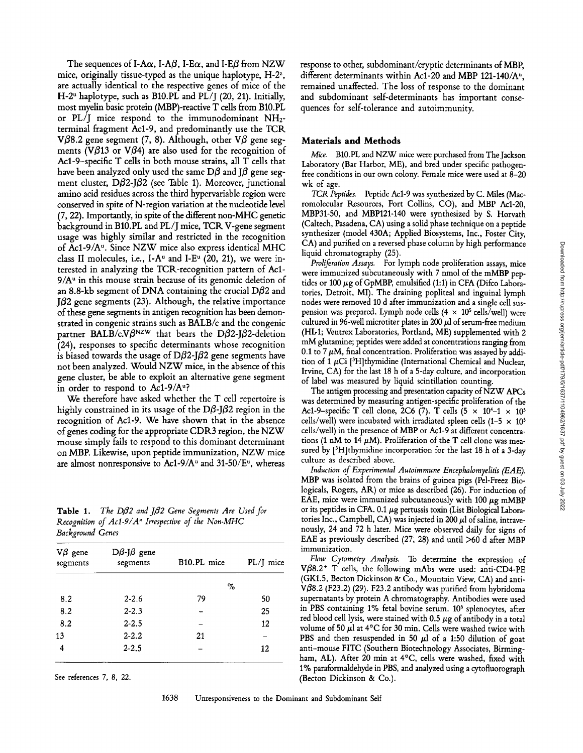The sequences of I-Aα, I-Aβ, I-Eα, and I-Eβ from NZW mice, originally tissue-typed as the unique haplotype, H-2[z], are actually identical to the respective genes of mice of the H-2[u] haplotype, such as B10.PL and PL/J (20, 21). Initially, most myelin basic protein (MBP)-reactive T cells from B10.PL or PL/J mice respond to the immunodominant $NH_2$-terminal fragment Ac1-9, and predominantly use the TCR Vβ8.2 gene segment (7, 8). Although, other Vβ gene segments (Vβ13 or Vβ4) are also used for the recognition of Ac1-9–specific T cells in both mouse strains, all T cells that have been analyzed only used the same Dβ and Jβ gene segment cluster, Dβ2-Jβ2 (see Table 1). Moreover, junctional amino acid residues across the third hypervariable region were conserved in spite of N-region variation at the nucleotide level (7, 22). Importantly, in spite of the different non-MHC genetic background in B10.PL and PL/J mice, TCR V-gene segment usage was highly similar and restricted in the recognition of Ac1-9/A[u]. Since NZW mice also express identical MHC class II molecules, i.e., I-A[u] and I-E[u] (20, 21), we were interested in analyzing the TCR-recognition pattern of Ac1-9/A[u] in this mouse strain because of its genomic deletion of an 8.8-kb segment of DNA containing the crucial Dβ2 and Jβ2 gene segments (23). Although, the relative importance of these gene segments in antigen recognition has been demonstrated in congenic strains such as BALB/c and the congenic partner BALB/c.Vβ[NZW] that bears the Dβ2-Jβ2-deletion (24), responses to specific determinants whose recognition is biased towards the usage of Dβ2-Jβ2 gene segments have not been analyzed. Would NZW mice, in the absence of this gene cluster, be able to exploit an alternative gene segment in order to respond to Ac1-9/A[u]?

We therefore have asked whether the T cell repertoire is highly constrained in its usage of the Dβ-Jβ2 region in the recognition of Ac1-9. We have shown that in the absence of genes coding for the appropriate CDR3 region, the NZW mouse simply fails to respond to this dominant determinant on MBP. Likewise, upon peptide immunization, NZW mice are almost nonresponsive to Ac1-9/A[u] and 31-50/E[u], whereas response to other, subdominant/cryptic determinants of MBP, different determinants within Ac1-20 and MBP 121-140/A[u], remained unaffected. The loss of response to the dominant and subdominant self-determinants has important consequences for self-tolerance and autoimmunity.

**Table 1.** *The Dβ2 and Jβ2 Gene Segments Are Used for Recognition of Ac1-9/A[u] Irrespective of the Non-MHC Background Genes*

| Vβ gene segments | Dβ-Jβ gene segments | B10.PL mice | PL/J mice |
|---|---|---|---|
| | | % | |
| 8.2 | 2-2.6 | 79 | 50 |
| 8.2 | 2-2.3 | – | 25 |
| 8.2 | 2-2.5 | – | 12 |
| 13 | 2-2.2 | 21 | – |
| 4 | 2-2.5 | – | 12 |

See references 7, 8, 22.

## Materials and Methods

*Mice.* B10.PL and NZW mice were purchased from The Jackson Laboratory (Bar Harbor, ME), and bred under specific pathogen-free conditions in our own colony. Female mice were used at 8–20 wk of age.

*TCR Peptides.* Peptide Ac1-9 was synthesized by C. Miles (Macromolecular Resources, Fort Collins, CO), and MBP Ac1-20, MBP31-50, and MBP121-140 were synthesized by S. Horvath (Caltech, Pasadena, CA) using a solid phase technique on a peptide synthesizer (model 430A; Applied Biosystems, Inc., Foster City, CA) and purified on a reversed phase column by high performance liquid chromatography (25).

*Proliferation Assays.* For lymph node proliferation assays, mice were immunized subcutaneously with 7 nmol of the mMBP peptides or 100 μg of GpMBP, emulsified (1:1) in CFA (Difco Laboratories, Detroit, MI). The draining popliteal and inguinal lymph nodes were removed 10 d after immunization and a single cell suspension was prepared. Lymph node cells ($4 \times 10^5$ cells/well) were cultured in 96-well microtiter plates in 200 μl of serum-free medium (HL-1; Ventrex Laboratories, Portland, ME) supplemented with 2 mM glutamine; peptides were added at concentrations ranging from 0.1 to 7 μM, final concentration. Proliferation was assayed by addition of 1 μCi [$^3$H]thymidine (International Chemical and Nuclear, Irvine, CA) for the last 18 h of a 5-day culture, and incorporation of label was measured by liquid scintillation counting.

The antigen processing and presentation capacity of NZW APCs was determined by measuring antigen-specific proliferation of the Ac1-9–specific T cell clone, 2C6 (7). T cells ($5 \times 10^4$–$1 \times 10^5$ cells/well) were incubated with irradiated spleen cells ($1$–$5 \times 10^5$ cells/well) in the presence of MBP or Ac1-9 at different concentrations (1 nM to 14 μM). Proliferation of the T cell clone was measured by [$^3$H]thymidine incorporation for the last 18 h of a 3-day culture as described above.

*Induction of Experimental Autoimmune Encephalomyelitis (EAE).* MBP was isolated from the brains of guinea pigs (Pel-Freez Biologicals, Rogers, AR) or mice as described (26). For induction of EAE, mice were immunized subcutaneously with 100 μg mMBP or its peptides in CFA. 0.1 μg pertussis toxin (List Biological Laboratories Inc., Campbell, CA) was injected in 200 μl of saline, intravenously, 24 and 72 h later. Mice were observed daily for signs of EAE as previously described (27, 28) and until >60 d after MBP immunization.

*Flow Cytometry Analysis.* To determine the expression of Vβ8.2[+] T cells, the following mAbs were used: anti-CD4-PE (GK1.5, Becton Dickinson & Co., Mountain View, CA) and anti-Vβ8.2 (F23.2) (29). F23.2 antibody was purified from hybridoma supernatants by protein A chromatography. Antibodies were used in PBS containing 1% fetal bovine serum. $10^6$ splenocytes, after red blood cell lysis, were stained with 0.5 μg of antibody in a total volume of 50 μl at 4°C for 30 min. Cells were washed twice with PBS and then resuspended in 50 μl of a 1:50 dilution of goat anti-mouse FITC (Southern Biotechnology Associates, Birmingham, AL). After 20 min at 4°C, cells were washed, fixed with 1% paraformaldehyde in PBS, and analyzed using a cytofluorograph (Becton Dickinson & Co.).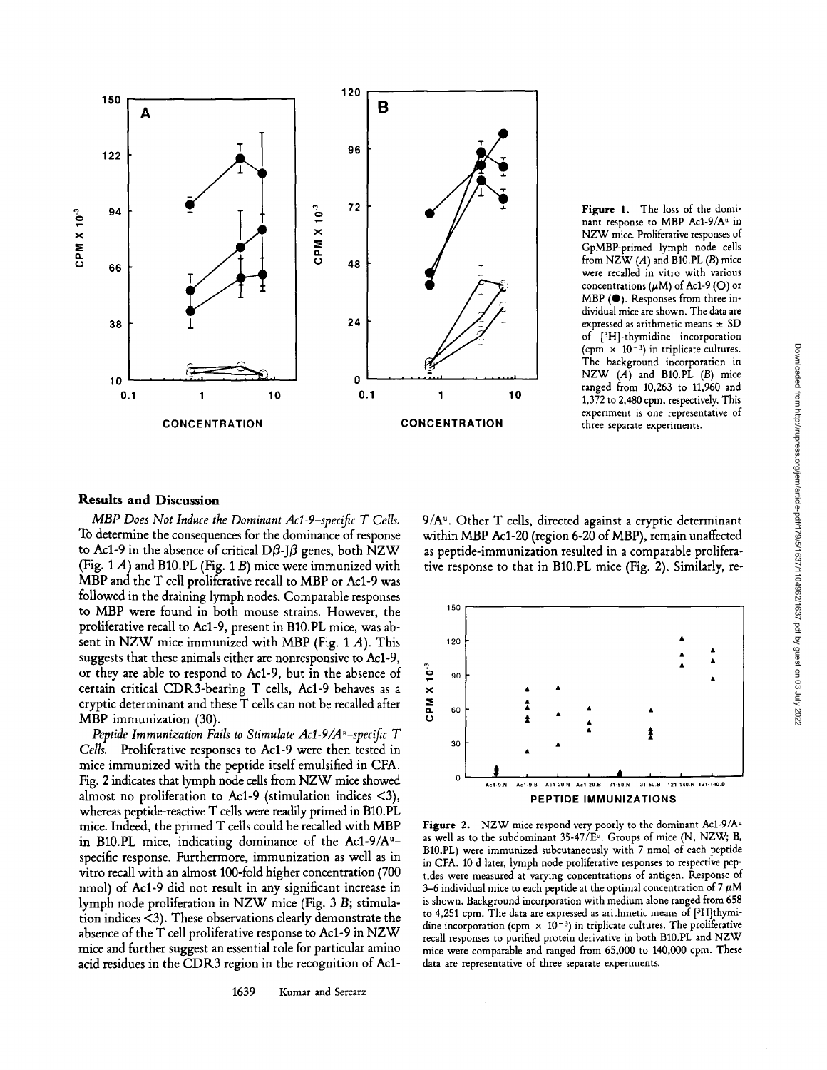Figure 1. The loss of the dominant response to MBP Ac1-9/A$^u$ in NZW mice. Proliferative responses of GpMBP-primed lymph node cells from NZW (*A*) and B10.PL (*B*) mice were recalled in vitro with various concentrations (μM) of Ac1-9 (○) or MBP (●). Responses from three individual mice are shown. The data are expressed as arithmetic means ± SD of [$^3$H]-thymidine incorporation (cpm × $10^{-3}$) in triplicate cultures. The background incorporation in NZW (*A*) and B10.PL (*B*) mice ranged from 10,263 to 11,960 and 1,372 to 2,480 cpm, respectively. This experiment is one representative of three separate experiments.

## Results and Discussion

*MBP Does Not Induce the Dominant Ac1-9–specific T Cells.* To determine the consequences for the dominance of response to Ac1-9 in the absence of critical Dβ-Jβ genes, both NZW (Fig. 1 *A*) and B10.PL (Fig. 1 *B*) mice were immunized with MBP and the T cell proliferative recall to MBP or Ac1-9 was followed in the draining lymph nodes. Comparable responses to MBP were found in both mouse strains. However, the proliferative recall to Ac1-9, present in B10.PL mice, was absent in NZW mice immunized with MBP (Fig. 1 *A*). This suggests that these animals either are nonresponsive to Ac1-9, or they are able to respond to Ac1-9, but in the absence of certain critical CDR3-bearing T cells, Ac1-9 behaves as a cryptic determinant and these T cells can not be recalled after MBP immunization (30).

*Peptide Immunization Fails to Stimulate Ac1-9/A$^u$–specific T Cells.* Proliferative responses to Ac1-9 were then tested in mice immunized with the peptide itself emulsified in CFA. Fig. 2 indicates that lymph node cells from NZW mice showed almost no proliferation to Ac1-9 (stimulation indices <3), whereas peptide-reactive T cells were readily primed in B10.PL mice. Indeed, the primed T cells could be recalled with MBP in B10.PL mice, indicating dominance of the Ac1-9/A$^u$–specific response. Furthermore, immunization as well as in vitro recall with an almost 100-fold higher concentration (700 nmol) of Ac1-9 did not result in any significant increase in lymph node proliferation in NZW mice (Fig. 3 *B*; stimulation indices <3). These observations clearly demonstrate the absence of the T cell proliferative response to Ac1-9 in NZW mice and further suggest an essential role for particular amino acid residues in the CDR3 region in the recognition of Ac1-9/A$^u$. Other T cells, directed against a cryptic determinant within MBP Ac1-20 (region 6-20 of MBP), remain unaffected as peptide-immunization resulted in a comparable proliferative response to that in B10.PL mice (Fig. 2). Similarly, re-

Figure 2. NZW mice respond very poorly to the dominant Ac1-9/A$^u$ as well as to the subdominant 35-47/E$^u$. Groups of mice (N, NZW; B, B10.PL) were immunized subcutaneously with 7 nmol of each peptide in CFA. 10 d later, lymph node proliferative responses to respective peptides were measured at varying concentrations of antigen. Response of 3–6 individual mice to each peptide at the optimal concentration of 7 μM is shown. Background incorporation with medium alone ranged from 658 to 4,251 cpm. The data are expressed as arithmetic means of [$^3$H]thymidine incorporation (cpm × $10^{-3}$) in triplicate cultures. The proliferative recall responses to purified protein derivative in both B10.PL and NZW mice were comparable and ranged from 65,000 to 140,000 cpm. These data are representative of three separate experiments.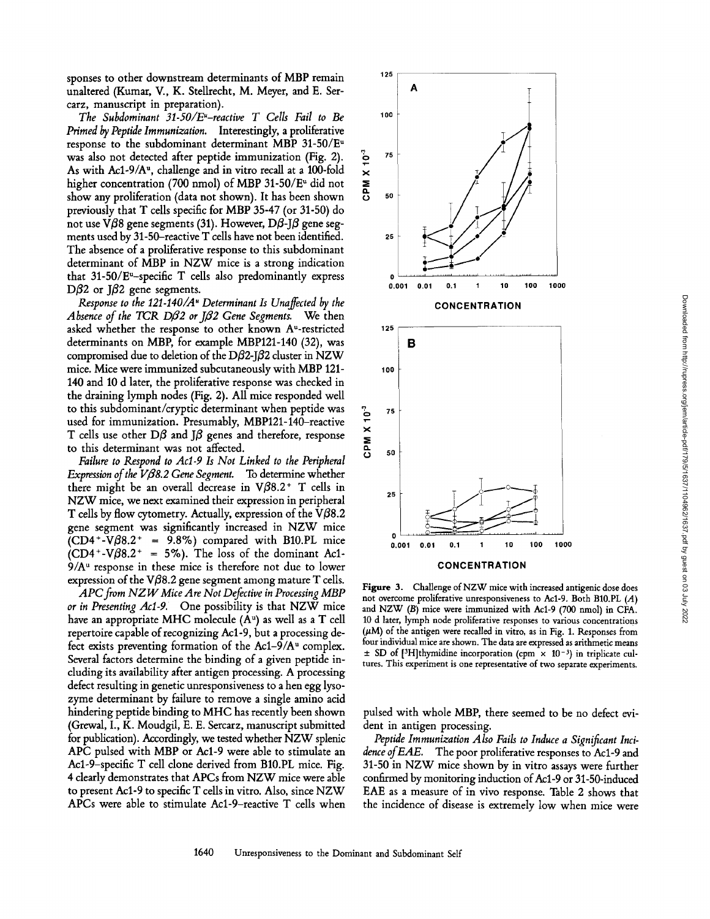sponses to other downstream determinants of MBP remain unaltered (Kumar, V., K. Stellrecht, M. Meyer, and E. Sercarz, manuscript in preparation).

*The Subdominant 31-50/$E^u$–reactive T Cells Fail to Be Primed by Peptide Immunization.* Interestingly, a proliferative response to the subdominant determinant MBP 31-50/$E^u$ was also not detected after peptide immunization (Fig. 2). As with Ac1-9/$A^u$, challenge and in vitro recall at a 100-fold higher concentration (700 nmol) of MBP 31-50/$E^u$ did not show any proliferation (data not shown). It has been shown previously that T cells specific for MBP 35-47 (or 31-50) do not use Vβ8 gene segments (31). However, Dβ-Jβ gene segments used by 31-50–reactive T cells have not been identified. The absence of a proliferative response to this subdominant determinant of MBP in NZW mice is a strong indication that 31-50/$E^u$–specific T cells also predominantly express Dβ2 or Jβ2 gene segments.

*Response to the 121-140/$A^u$ Determinant Is Unaffected by the Absence of the TCR Dβ2 or Jβ2 Gene Segments.* We then asked whether the response to other known $A^u$-restricted determinants on MBP, for example MBP121-140 (32), was compromised due to deletion of the Dβ2-Jβ2 cluster in NZW mice. Mice were immunized subcutaneously with MBP 121-140 and 10 d later, the proliferative response was checked in the draining lymph nodes (Fig. 2). All mice responded well to this subdominant/cryptic determinant when peptide was used for immunization. Presumably, MBP121-140–reactive T cells use other Dβ and Jβ genes and therefore, response to this determinant was not affected.

*Failure to Respond to Ac1-9 Is Not Linked to the Peripheral Expression of the Vβ8.2 Gene Segment.* To determine whether there might be an overall decrease in Vβ8.2$^+$ T cells in NZW mice, we next examined their expression in peripheral T cells by flow cytometry. Actually, expression of the Vβ8.2 gene segment was significantly increased in NZW mice (CD4$^+$-Vβ8.2$^+$ = 9.8%) compared with B10.PL mice (CD4$^+$-Vβ8.2$^+$ = 5%). The loss of the dominant Ac1-9/$A^u$ response in these mice is therefore not due to lower expression of the Vβ8.2 gene segment among mature T cells.

*APC from NZW Mice Are Not Defective in Processing MBP or in Presenting Ac1-9.* One possibility is that NZW mice have an appropriate MHC molecule ($A^u$) as well as a T cell repertoire capable of recognizing Ac1-9, but a processing defect exists preventing formation of the Ac1-9/$A^u$ complex. Several factors determine the binding of a given peptide including its availability after antigen processing. A processing defect resulting in genetic unresponsiveness to a hen egg lysozyme determinant by failure to remove a single amino acid hindering peptide binding to MHC has recently been shown (Grewal, I., K. Moudgil, E. E. Sercarz, manuscript submitted for publication). Accordingly, we tested whether NZW splenic APC pulsed with MBP or Ac1-9 were able to stimulate an Ac1-9–specific T cell clone derived from B10.PL mice. Fig. 4 clearly demonstrates that APCs from NZW mice were able to present Ac1-9 to specific T cells in vitro. Also, since NZW APCs were able to stimulate Ac1-9–reactive T cells when pulsed with whole MBP, there seemed to be no defect evident in antigen processing.

*Peptide Immunization Also Fails to Induce a Significant Incidence of EAE.* The poor proliferative responses to Ac1-9 and 31-50 in NZW mice shown by in vitro assays were further confirmed by monitoring induction of Ac1-9 or 31-50-induced EAE as a measure of in vivo response. Table 2 shows that the incidence of disease is extremely low when mice were

**Figure 3.** Challenge of NZW mice with increased antigenic dose does not overcome proliferative unresponsiveness to Ac1-9. Both B10.PL (*A*) and NZW (*B*) mice were immunized with Ac1-9 (700 nmol) in CFA. 10 d later, lymph node proliferative responses to various concentrations (μM) of the antigen were recalled in vitro, as in Fig. 1. Responses from four individual mice are shown. The data are expressed as arithmetic means ± SD of [$^3$H]thymidine incorporation (cpm × $10^{-3}$) in triplicate cultures. This experiment is one representative of two separate experiments.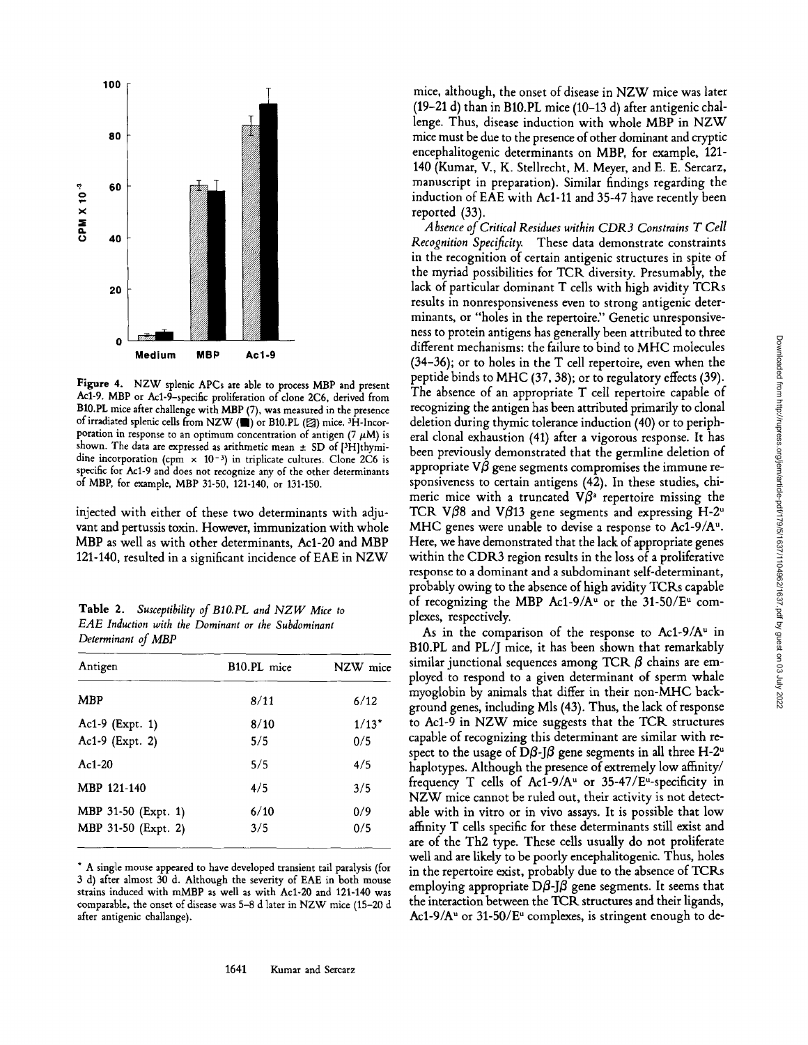Figure 4. NZW splenic APCs are able to process MBP and present Ac1-9. MBP or Ac1-9–specific proliferation of clone 2C6, derived from B10.PL mice after challenge with MBP (7), was measured in the presence of irradiated splenic cells from NZW (■) or B10.PL (▨) mice. $^3$H-Incorporation in response to an optimum concentration of antigen (7 μM) is shown. The data are expressed as arithmetic mean ± SD of [$^3$H]thymidine incorporation (cpm × $10^{-3}$) in triplicate cultures. Clone 2C6 is specific for Ac1-9 and does not recognize any of the other determinants of MBP, for example, MBP 31-50, 121-140, or 131-150.

injected with either of these two determinants with adjuvant and pertussis toxin. However, immunization with whole MBP as well as with other determinants, Ac1-20 and MBP 121-140, resulted in a significant incidence of EAE in NZW mice, although, the onset of disease in NZW mice was later (19–21 d) than in B10.PL mice (10–13 d) after antigenic challenge. Thus, disease induction with whole MBP in NZW mice must be due to the presence of other dominant and cryptic encephalitogenic determinants on MBP, for example, 121-140 (Kumar, V., K. Stellrecht, M. Meyer, and E. E. Sercarz, manuscript in preparation). Similar findings regarding the induction of EAE with Ac1-11 and 35-47 have recently been reported (33).

**Table 2.** *Susceptibility of B10.PL and NZW Mice to EAE Induction with the Dominant or the Subdominant Determinant of MBP*

| Antigen | B10.PL mice | NZW mice |
|---|---|---|
| MBP | 8/11 | 6/12 |
| Ac1-9 (Expt. 1) | 8/10 | 1/13* |
| Ac1-9 (Expt. 2) | 5/5 | 0/5 |
| Ac1-20 | 5/5 | 4/5 |
| MBP 121-140 | 4/5 | 3/5 |
| MBP 31-50 (Expt. 1) | 6/10 | 0/9 |
| MBP 31-50 (Expt. 2) | 3/5 | 0/5 |

\* A single mouse appeared to have developed transient tail paralysis (for 3 d) after almost 30 d. Although the severity of EAE in both mouse strains induced with mMBP as well as with Ac1-20 and 121-140 was comparable, the onset of disease was 5–8 d later in NZW mice (15–20 d after antigenic challange).

*Absence of Critical Residues within CDR3 Constrains T Cell Recognition Specificity.* These data demonstrate constraints in the recognition of certain antigenic structures in spite of the myriad possibilities for TCR diversity. Presumably, the lack of particular dominant T cells with high avidity TCRs results in nonresponsiveness even to strong antigenic determinants, or "holes in the repertoire." Genetic unresponsiveness to protein antigens has generally been attributed to three different mechanisms: the failure to bind to MHC molecules (34–36); or to holes in the T cell repertoire, even when the peptide binds to MHC (37, 38); or to regulatory effects (39). The absence of an appropriate T cell repertoire capable of recognizing the antigen has been attributed primarily to clonal deletion during thymic tolerance induction (40) or to peripheral clonal exhaustion (41) after a vigorous response. It has been previously demonstrated that the germline deletion of appropriate Vβ gene segments compromises the immune responsiveness to certain antigens (42). In these studies, chimeric mice with a truncated $V\beta^a$ repertoire missing the TCR Vβ8 and Vβ13 gene segments and expressing H-$2^u$ MHC genes were unable to devise a response to Ac1-9/$A^u$. Here, we have demonstrated that the lack of appropriate genes within the CDR3 region results in the loss of a proliferative response to a dominant and a subdominant self-determinant, probably owing to the absence of high avidity TCRs capable of recognizing the MBP Ac1-9/$A^u$ or the 31-50/$E^u$ complexes, respectively.

As in the comparison of the response to Ac1-9/$A^u$ in B10.PL and PL/J mice, it has been shown that remarkably similar junctional sequences among TCR β chains are employed to respond to a given determinant of sperm whale myoglobin by animals that differ in their non-MHC background genes, including Mls (43). Thus, the lack of response to Ac1-9 in NZW mice suggests that the TCR structures capable of recognizing this determinant are similar with respect to the usage of Dβ-Jβ gene segments in all three H-$2^u$ haplotypes. Although the presence of extremely low affinity/frequency T cells of Ac1-9/$A^u$ or 35-47/$E^u$-specificity in NZW mice cannot be ruled out, their activity is not detectable with in vitro or in vivo assays. It is possible that low affinity T cells specific for these determinants still exist and are of the Th2 type. These cells usually do not proliferate well and are likely to be poorly encephalitogenic. Thus, holes in the repertoire exist, probably due to the absence of TCRs employing appropriate Dβ-Jβ gene segments. It seems that the interaction between the TCR structures and their ligands, Ac1-9/$A^u$ or 31-50/$E^u$ complexes, is stringent enough to de-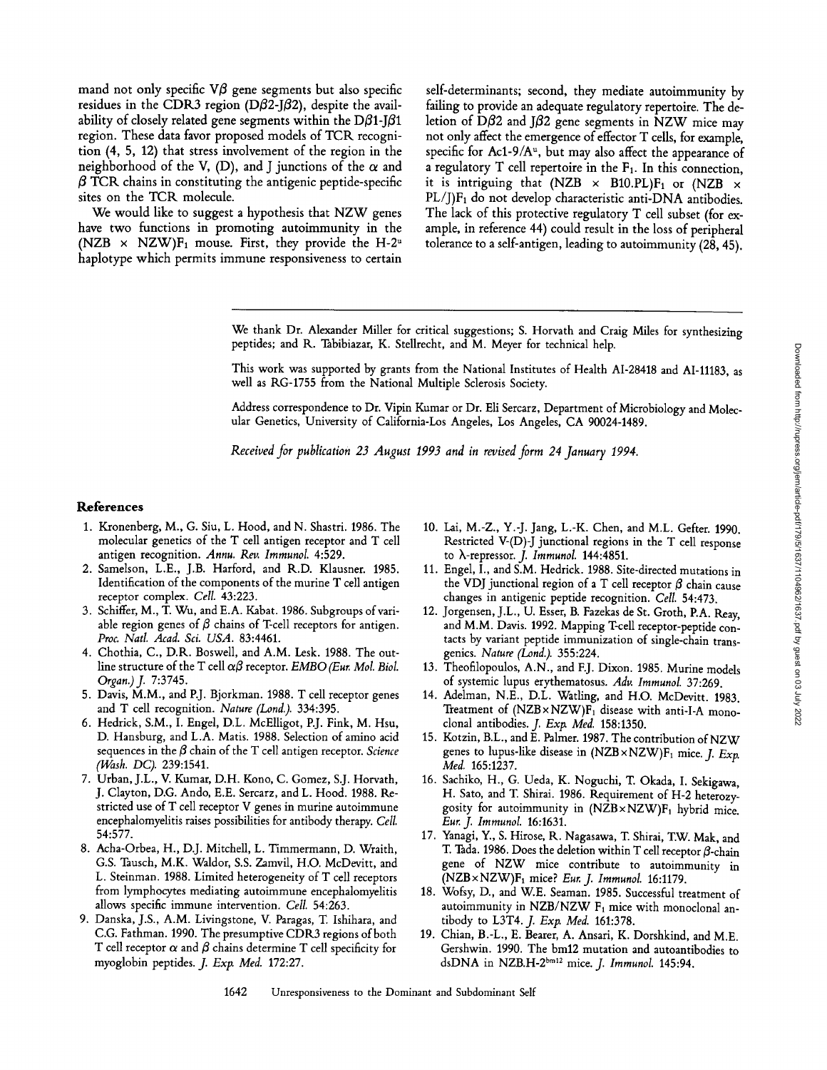mand not only specific Vβ gene segments but also specific residues in the CDR3 region (Dβ2-Jβ2), despite the availability of closely related gene segments within the Dβ1-Jβ1 region. These data favor proposed models of TCR recognition (4, 5, 12) that stress involvement of the region in the neighborhood of the V, (D), and J junctions of the α and β TCR chains in constituting the antigenic peptide-specific sites on the TCR molecule.

We would like to suggest a hypothesis that NZW genes have two functions in promoting autoimmunity in the (NZB × NZW)$F_1$ mouse. First, they provide the H-$2^u$ haplotype which permits immune responsiveness to certain self-determinants; second, they mediate autoimmunity by failing to provide an adequate regulatory repertoire. The deletion of Dβ2 and Jβ2 gene segments in NZW mice may not only affect the emergence of effector T cells, for example, specific for Ac1-9/$A^u$, but may also affect the appearance of a regulatory T cell repertoire in the $F_1$. In this connection, it is intriguing that (NZB × B10.PL)$F_1$ or (NZB × PL/J)$F_1$ do not develop characteristic anti-DNA antibodies. The lack of this protective regulatory T cell subset (for example, in reference 44) could result in the loss of peripheral tolerance to a self-antigen, leading to autoimmunity (28, 45).

We thank Dr. Alexander Miller for critical suggestions; S. Horvath and Craig Miles for synthesizing peptides; and R. Tabibiazar, K. Stellrecht, and M. Meyer for technical help.

This work was supported by grants from the National Institutes of Health AI-28418 and AI-11183, as well as RG-1755 from the National Multiple Sclerosis Society.

Address correspondence to Dr. Vipin Kumar or Dr. Eli Sercarz, Department of Microbiology and Molecular Genetics, University of California-Los Angeles, Los Angeles, CA 90024-1489.

*Received for publication 23 August 1993 and in revised form 24 January 1994.*

## References

1. Kronenberg, M., G. Siu, L. Hood, and N. Shastri. 1986. The molecular genetics of the T cell antigen receptor and T cell antigen recognition. *Annu. Rev. Immunol.* 4:529.
2. Samelson, L.E., J.B. Harford, and R.D. Klausner. 1985. Identification of the components of the murine T cell antigen receptor complex. *Cell.* 43:223.
3. Schiffer, M., T. Wu, and E.A. Kabat. 1986. Subgroups of variable region genes of β chains of T-cell receptors for antigen. *Proc. Natl. Acad. Sci. USA.* 83:4461.
4. Chothia, C., D.R. Boswell, and A.M. Lesk. 1988. The outline structure of the T cell αβ receptor. *EMBO (Eur. Mol. Biol. Organ.) J.* 7:3745.
5. Davis, M.M., and P.J. Bjorkman. 1988. T cell receptor genes and T cell recognition. *Nature (Lond.).* 334:395.
6. Hedrick, S.M., I. Engel, D.L. McElligot, P.J. Fink, M. Hsu, D. Hansburg, and L.A. Matis. 1988. Selection of amino acid sequences in the β chain of the T cell antigen receptor. *Science (Wash. DC).* 239:1541.
7. Urban, J.L., V. Kumar, D.H. Kono, C. Gomez, S.J. Horvath, J. Clayton, D.G. Ando, E.E. Sercarz, and L. Hood. 1988. Restricted use of T cell receptor V genes in murine autoimmune encephalomyelitis raises possibilities for antibody therapy. *Cell.* 54:577.
8. Acha-Orbea, H., D.J. Mitchell, L. Timmermann, D. Wraith, G.S. Tausch, M.K. Waldor, S.S. Zamvil, H.O. McDevitt, and L. Steinman. 1988. Limited heterogeneity of T cell receptors from lymphocytes mediating autoimmune encephalomyelitis allows specific immune intervention. *Cell.* 54:263.
9. Danska, J.S., A.M. Livingstone, V. Paragas, T. Ishihara, and C.G. Fathman. 1990. The presumptive CDR3 regions of both T cell receptor α and β chains determine T cell specificity for myoglobin peptides. *J. Exp. Med.* 172:27.
10. Lai, M.-Z., Y.-J. Jang, L.-K. Chen, and M.L. Gefter. 1990. Restricted V-(D)-J junctional regions in the T cell response to λ-repressor. *J. Immunol.* 144:4851.
11. Engel, I., and S.M. Hedrick. 1988. Site-directed mutations in the VDJ junctional region of a T cell receptor β chain cause changes in antigenic peptide recognition. *Cell.* 54:473.
12. Jorgensen, J.L., U. Esser, B. Fazekas de St. Groth, P.A. Reay, and M.M. Davis. 1992. Mapping T-cell receptor-peptide contacts by variant peptide immunization of single-chain transgenics. *Nature (Lond.).* 355:224.
13. Theofilopoulos, A.N., and F.J. Dixon. 1985. Murine models of systemic lupus erythematosus. *Adv. Immunol.* 37:269.
14. Adelman, N.E., D.L. Watling, and H.O. McDevitt. 1983. Treatment of (NZB×NZW)$F_1$ disease with anti-I-A monoclonal antibodies. *J. Exp. Med.* 158:1350.
15. Kotzin, B.L., and E. Palmer. 1987. The contribution of NZW genes to lupus-like disease in (NZB×NZW)$F_1$ mice. *J. Exp. Med.* 165:1237.
16. Sachiko, H., G. Ueda, K. Noguchi, T. Okada, I. Sekigawa, H. Sato, and T. Shirai. 1986. Requirement of H-2 heterozygosity for autoimmunity in (NZB×NZW)$F_1$ hybrid mice. *Eur. J. Immunol.* 16:1631.
17. Yanagi, Y., S. Hirose, R. Nagasawa, T. Shirai, T.W. Mak, and T. Tada. 1986. Does the deletion within T cell receptor β-chain gene of NZW mice contribute to autoimmunity in (NZB×NZW)$F_1$ mice? *Eur. J. Immunol.* 16:1179.
18. Wofsy, D., and W.E. Seaman. 1985. Successful treatment of autoimmunity in NZB/NZW $F_1$ mice with monoclonal antibody to L3T4. *J. Exp. Med.* 161:378.
19. Chian, B.-L., E. Bearer, A. Ansari, K. Dorshkind, and M.E. Gershwin. 1990. The bm12 mutation and autoantibodies to dsDNA in NZB.H-$2^{bm12}$ mice. *J. Immunol.* 145:94.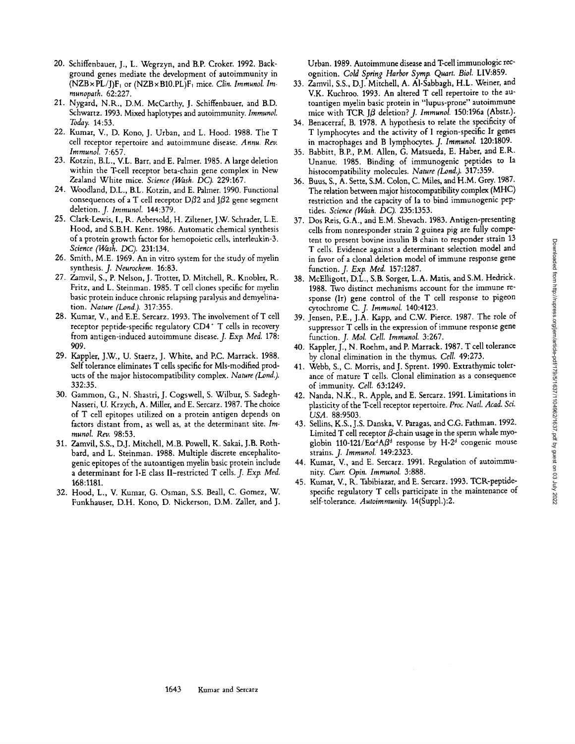20. Schiffenbauer, J., L. Wegrzyn, and B.P. Croker. 1992. Background genes mediate the development of autoimmunity in (NZB×PL/J)F$_1$ or (NZB×B10.PL)F$_1$ mice. *Clin. Immunol. Immunopath.* 62:227.
21. Nygard, N.R., D.M. McCarthy, J. Schiffenbauer, and B.D. Schwartz. 1993. Mixed haplotypes and autoimmunity. *Immunol. Today.* 14:53.
22. Kumar, V., D. Kono, J. Urban, and L. Hood. 1988. The T cell receptor repertoire and autoimmune disease. *Annu. Rev. Immunol.* 7:657.
23. Kotzin, B.L., V.L. Barr, and E. Palmer. 1985. A large deletion within the T-cell receptor beta-chain gene complex in New Zealand White mice. *Science (Wash. DC).* 229:167.
24. Woodland, D.L., B.L. Kotzin, and E. Palmer. 1990. Functional consequences of a T cell receptor D$\beta$2 and J$\beta$2 gene segment deletion. *J. Immunol.* 144:379.
25. Clark-Lewis, I., R. Aebersold, H. Ziltener, J.W. Schrader, L.E. Hood, and S.B.H. Kent. 1986. Automatic chemical synthesis of a protein growth factor for hemopoietic cells, interleukin-3. *Science (Wash. DC).* 231:134.
26. Smith, M.E. 1969. An in vitro system for the study of myelin synthesis. *J. Neurochem.* 16:83.
27. Zamvil, S., P. Nelson, J. Trotter, D. Mitchell, R. Knobler, R. Fritz, and L. Steinman. 1985. T cell clones specific for myelin basic protein induce chronic relapsing paralysis and demyelination. *Nature (Lond.).* 317:355.
28. Kumar, V., and E.E. Sercarz. 1993. The involvement of T cell receptor peptide-specific regulatory CD4$^+$ T cells in recovery from antigen-induced autoimmune disease. *J. Exp. Med.* 178: 909.
29. Kappler, J.W., U. Staerz, J. White, and P.C. Marrack. 1988. Self tolerance eliminates T cells specific for Mls-modified products of the major histocompatibility complex. *Nature (Lond.).* 332:35.
30. Gammon, G., N. Shastri, J. Cogswell, S. Wilbur, S. Sadegh-Nasseri, U. Krzych, A. Miller, and E. Sercarz. 1987. The choice of T cell epitopes utilized on a protein antigen depends on factors distant from, as well as, at the determinant site. *Immunol. Rev.* 98:53.
31. Zamvil, S.S., D.J. Mitchell, M.B. Powell, K. Sakai, J.B. Rothbard, and L. Steinman. 1988. Multiple discrete encephalitogenic epitopes of the autoantigen myelin basic protein include a determinant for I-E class II–restricted T cells. *J. Exp. Med.* 168:1181.
32. Hood, L., V. Kumar, G. Osman, S.S. Beall, C. Gomez, W. Funkhauser, D.H. Kono, D. Nickerson, D.M. Zaller, and J. Urban. 1989. Autoimmune disease and T-cell immunologic recognition. *Cold Spring Harbor Symp. Quart. Biol.* LIV:859.
33. Zamvil, S.S., D.J. Mitchell, A. Al-Sabbagh, H.L. Weiner, and V.K. Kuchroo. 1993. An altered T cell repertoire to the autoantigen myelin basic protein in "lupus-prone" autoimmune mice with TCR J$\beta$ deletion? *J. Immunol.* 150:196a (Abstr.).
34. Benacerraf, B. 1978. A hypothesis to relate the specificity of T lymphocytes and the activity of I region-specific Ir genes in macrophages and B lymphocytes. *J. Immunol.* 120:1809.
35. Babbitt, B.P., P.M. Allen, G. Matsueda, E. Haber, and E.R. Unanue. 1985. Binding of immunogenic peptides to Ia histocompatibility molecules. *Nature (Lond.).* 317:359.
36. Buus, S., A. Sette, S.M. Colon, C. Miles, and H.M. Grey. 1987. The relation between major histocompatibility complex (MHC) restriction and the capacity of Ia to bind immunogenic peptides. *Science (Wash. DC).* 235:1353.
37. Dos Reis, G.A., and E.M. Shevach. 1983. Antigen-presenting cells from nonresponder strain 2 guinea pig are fully competent to present bovine insulin B chain to responder strain 13 T cells. Evidence against a determinant selection model and in favor of a clonal deletion model of immune response gene function. *J. Exp. Med.* 157:1287.
38. McElligott, D.L., S.B. Sorger, L.A. Matis, and S.M. Hedrick. 1988. Two distinct mechanisms account for the immune response (Ir) gene control of the T cell response to pigeon cytochrome C. *J. Immunol.* 140:4123.
39. Jensen, P.E., J.A. Kapp, and C.W. Pierce. 1987. The role of suppressor T cells in the expression of immune response gene function. *J. Mol. Cell. Immunol.* 3:267.
40. Kappler, J., N. Roehm, and P. Marrack. 1987. T cell tolerance by clonal elimination in the thymus. *Cell.* 49:273.
41. Webb, S., C. Morris, and J. Sprent. 1990. Extrathymic tolerance of mature T cells. Clonal elimination as a consequence of immunity. *Cell.* 63:1249.
42. Nanda, N.K., R. Apple, and E. Sercarz. 1991. Limitations in plasticity of the T-cell receptor repertoire. *Proc. Natl. Acad. Sci. USA.* 88:9503.
43. Sellins, K.S., J.S. Danska, V. Paragas, and C.G. Fathman. 1992. Limited T cell receptor $\beta$-chain usage in the sperm whale myoglobin 110-121/E$\alpha^d$A$\beta^d$ response by H-2$^d$ congenic mouse strains. *J. Immunol.* 149:2323.
44. Kumar, V., and E. Sercarz. 1991. Regulation of autoimmunity. *Curr. Opin. Immunol.* 3:888.
45. Kumar, V., R. Tabibiazar, and E. Sercarz. 1993. TCR-peptide-specific regulatory T cells participate in the maintenance of self-tolerance. *Autoimmunity.* 14(Suppl.):2.